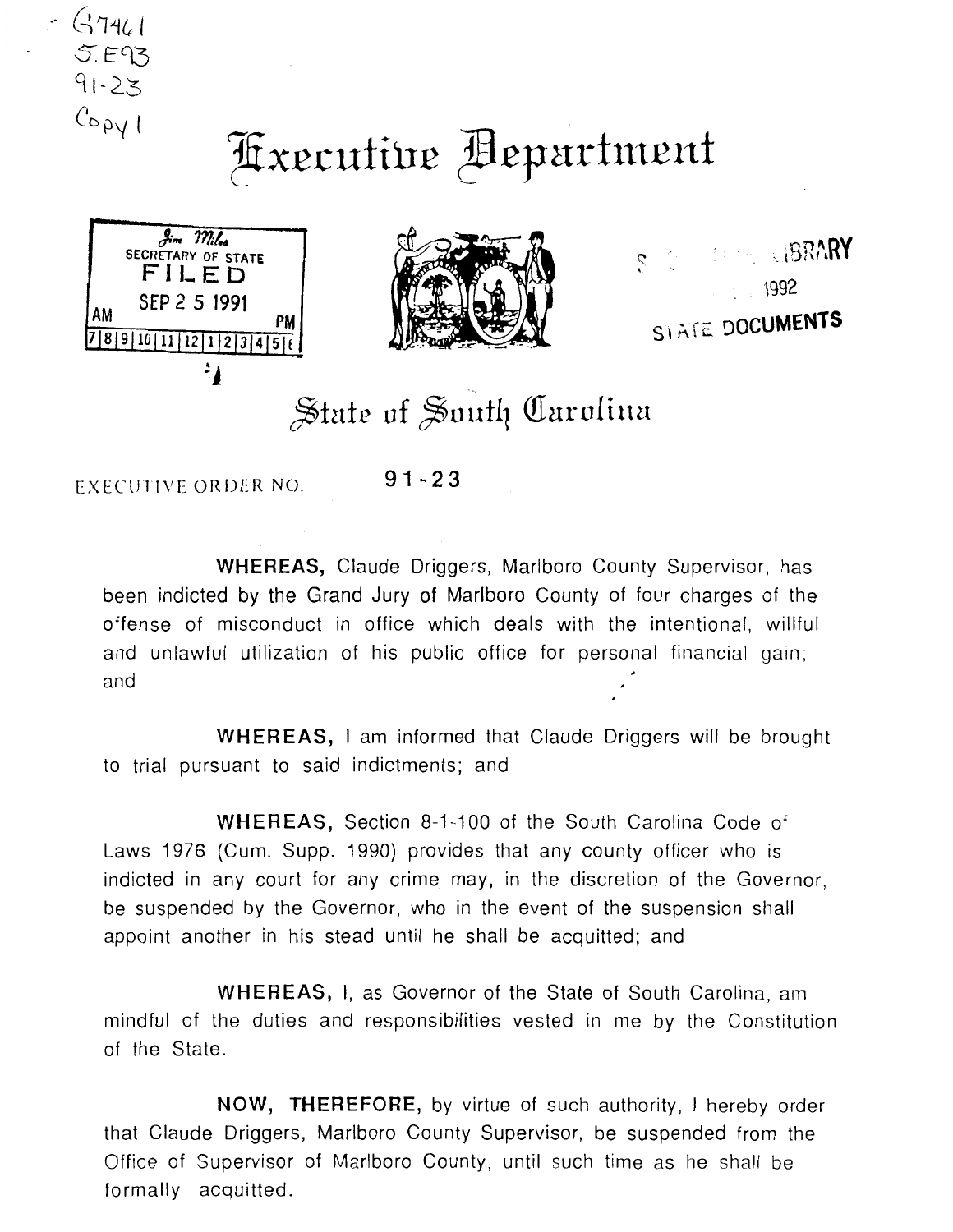- G7461
S.E93
91-23
Copy 1

# Executive Department

Jim Miles
SECRETARY OF STATE
FILED
SEP 25 1991
AM PM
7 8 9 10 11 12 1 2 3 4 5 6

LIBRARY
1992
STATE DOCUMENTS

## State of South Carolina

EXECUTIVE ORDER NO. **91-23**

**WHEREAS,** Claude Driggers, Marlboro County Supervisor, has been indicted by the Grand Jury of Marlboro County of four charges of the offense of misconduct in office which deals with the intentional, willful and unlawful utilization of his public office for personal financial gain; and

**WHEREAS,** I am informed that Claude Driggers will be brought to trial pursuant to said indictments; and

**WHEREAS,** Section 8-1-100 of the South Carolina Code of Laws 1976 (Cum. Supp. 1990) provides that any county officer who is indicted in any court for any crime may, in the discretion of the Governor, be suspended by the Governor, who in the event of the suspension shall appoint another in his stead until he shall be acquitted; and

**WHEREAS,** I, as Governor of the State of South Carolina, am mindful of the duties and responsibilities vested in me by the Constitution of the State.

**NOW, THEREFORE,** by virtue of such authority, I hereby order that Claude Driggers, Marlboro County Supervisor, be suspended from the Office of Supervisor of Marlboro County, until such time as he shall be formally acquitted.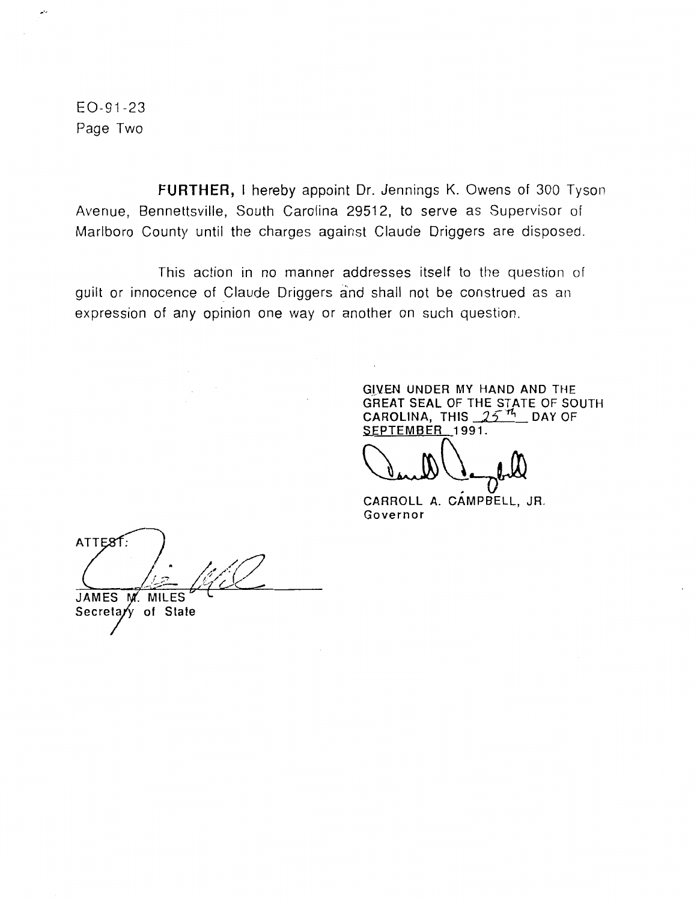EO-91-23
Page Two

**FURTHER,** I hereby appoint Dr. Jennings K. Owens of 300 Tyson Avenue, Bennettsville, South Carolina 29512, to serve as Supervisor of Marlboro County until the charges against Claude Driggers are disposed.

This action in no manner addresses itself to the question of guilt or innocence of Claude Driggers and shall not be construed as an expression of any opinion one way or another on such question.

GIVEN UNDER MY HAND AND THE GREAT SEAL OF THE STATE OF SOUTH CAROLINA, THIS 25th DAY OF SEPTEMBER 1991.

CARROLL A. CAMPBELL, JR.
Governor

ATTEST:

JAMES M. MILES
Secretary of State